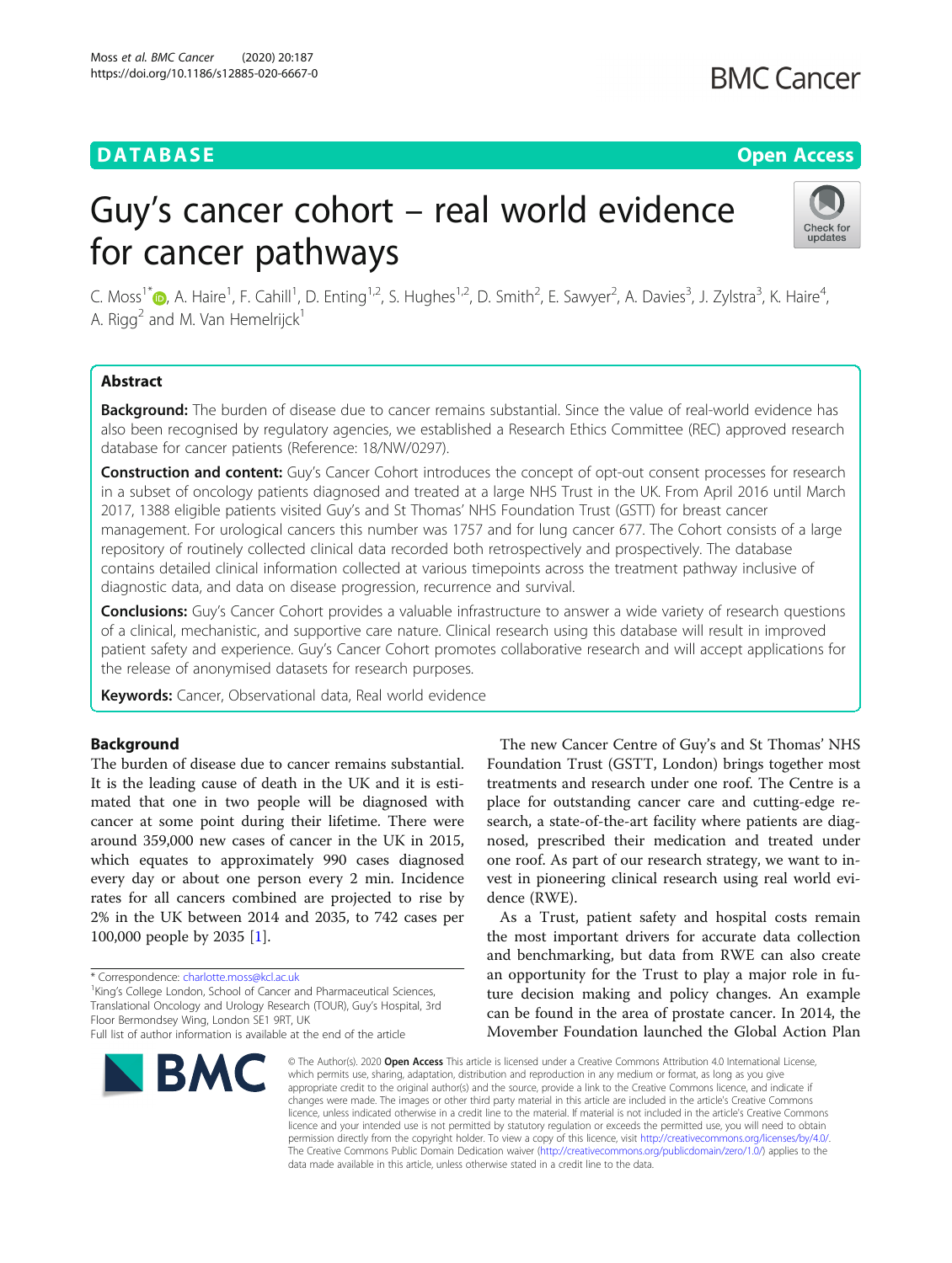DATABASE

Open Access

# Guy's cancer cohort – real world evidence for cancer pathways

C. Moss[1*], A. Haire[1], F. Cahill[1], D. Enting[1,2], S. Hughes[1,2], D. Smith[2], E. Sawyer[2], A. Davies[3], J. Zylstra[3], K. Haire[4], A. Rigg[2] and M. Van Hemelrijck[1]

## Abstract

**Background:** The burden of disease due to cancer remains substantial. Since the value of real-world evidence has also been recognised by regulatory agencies, we established a Research Ethics Committee (REC) approved research database for cancer patients (Reference: 18/NW/0297).

**Construction and content:** Guy's Cancer Cohort introduces the concept of opt-out consent processes for research in a subset of oncology patients diagnosed and treated at a large NHS Trust in the UK. From April 2016 until March 2017, 1388 eligible patients visited Guy's and St Thomas' NHS Foundation Trust (GSTT) for breast cancer management. For urological cancers this number was 1757 and for lung cancer 677. The Cohort consists of a large repository of routinely collected clinical data recorded both retrospectively and prospectively. The database contains detailed clinical information collected at various timepoints across the treatment pathway inclusive of diagnostic data, and data on disease progression, recurrence and survival.

**Conclusions:** Guy's Cancer Cohort provides a valuable infrastructure to answer a wide variety of research questions of a clinical, mechanistic, and supportive care nature. Clinical research using this database will result in improved patient safety and experience. Guy's Cancer Cohort promotes collaborative research and will accept applications for the release of anonymised datasets for research purposes.

**Keywords:** Cancer, Observational data, Real world evidence

## Background

The burden of disease due to cancer remains substantial. It is the leading cause of death in the UK and it is estimated that one in two people will be diagnosed with cancer at some point during their lifetime. There were around 359,000 new cases of cancer in the UK in 2015, which equates to approximately 990 cases diagnosed every day or about one person every 2 min. Incidence rates for all cancers combined are projected to rise by 2% in the UK between 2014 and 2035, to 742 cases per 100,000 people by 2035 [1].

The new Cancer Centre of Guy's and St Thomas' NHS Foundation Trust (GSTT, London) brings together most treatments and research under one roof. The Centre is a place for outstanding cancer care and cutting-edge research, a state-of-the-art facility where patients are diagnosed, prescribed their medication and treated under one roof. As part of our research strategy, we want to invest in pioneering clinical research using real world evidence (RWE).

As a Trust, patient safety and hospital costs remain the most important drivers for accurate data collection and benchmarking, but data from RWE can also create an opportunity for the Trust to play a major role in future decision making and policy changes. An example can be found in the area of prostate cancer. In 2014, the Movember Foundation launched the Global Action Plan

\* Correspondence: charlotte.moss@kcl.ac.uk

[1]King's College London, School of Cancer and Pharmaceutical Sciences, Translational Oncology and Urology Research (TOUR), Guy's Hospital, 3rd Floor Bermondsey Wing, London SE1 9RT, UK

Full list of author information is available at the end of the article

© The Author(s). 2020 **Open Access** This article is licensed under a Creative Commons Attribution 4.0 International License, which permits use, sharing, adaptation, distribution and reproduction in any medium or format, as long as you give appropriate credit to the original author(s) and the source, provide a link to the Creative Commons licence, and indicate if changes were made. The images or other third party material in this article are included in the article's Creative Commons licence, unless indicated otherwise in a credit line to the material. If material is not included in the article's Creative Commons licence and your intended use is not permitted by statutory regulation or exceeds the permitted use, you will need to obtain permission directly from the copyright holder. To view a copy of this licence, visit http://creativecommons.org/licenses/by/4.0/. The Creative Commons Public Domain Dedication waiver (http://creativecommons.org/publicdomain/zero/1.0/) applies to the data made available in this article, unless otherwise stated in a credit line to the data.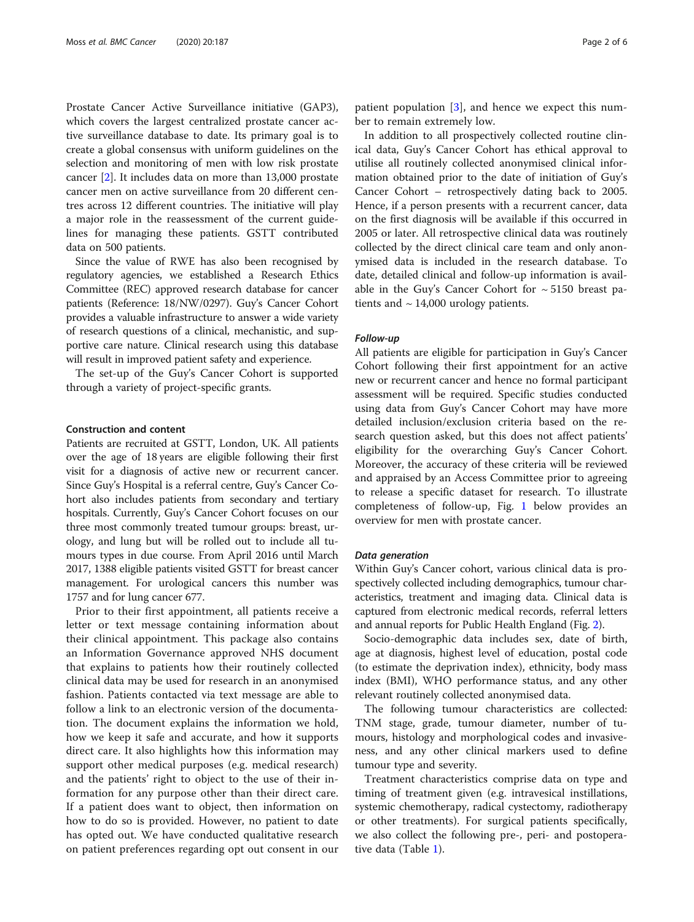Prostate Cancer Active Surveillance initiative (GAP3), which covers the largest centralized prostate cancer active surveillance database to date. Its primary goal is to create a global consensus with uniform guidelines on the selection and monitoring of men with low risk prostate cancer [2]. It includes data on more than 13,000 prostate cancer men on active surveillance from 20 different centres across 12 different countries. The initiative will play a major role in the reassessment of the current guidelines for managing these patients. GSTT contributed data on 500 patients.

Since the value of RWE has also been recognised by regulatory agencies, we established a Research Ethics Committee (REC) approved research database for cancer patients (Reference: 18/NW/0297). Guy's Cancer Cohort provides a valuable infrastructure to answer a wide variety of research questions of a clinical, mechanistic, and supportive care nature. Clinical research using this database will result in improved patient safety and experience.

The set-up of the Guy's Cancer Cohort is supported through a variety of project-specific grants.

## Construction and content

Patients are recruited at GSTT, London, UK. All patients over the age of 18 years are eligible following their first visit for a diagnosis of active new or recurrent cancer. Since Guy's Hospital is a referral centre, Guy's Cancer Cohort also includes patients from secondary and tertiary hospitals. Currently, Guy's Cancer Cohort focuses on our three most commonly treated tumour groups: breast, urology, and lung but will be rolled out to include all tumours types in due course. From April 2016 until March 2017, 1388 eligible patients visited GSTT for breast cancer management. For urological cancers this number was 1757 and for lung cancer 677.

Prior to their first appointment, all patients receive a letter or text message containing information about their clinical appointment. This package also contains an Information Governance approved NHS document that explains to patients how their routinely collected clinical data may be used for research in an anonymised fashion. Patients contacted via text message are able to follow a link to an electronic version of the documentation. The document explains the information we hold, how we keep it safe and accurate, and how it supports direct care. It also highlights how this information may support other medical purposes (e.g. medical research) and the patients' right to object to the use of their information for any purpose other than their direct care. If a patient does want to object, then information on how to do so is provided. However, no patient to date has opted out. We have conducted qualitative research on patient preferences regarding opt out consent in our patient population [3], and hence we expect this number to remain extremely low.

In addition to all prospectively collected routine clinical data, Guy's Cancer Cohort has ethical approval to utilise all routinely collected anonymised clinical information obtained prior to the date of initiation of Guy's Cancer Cohort – retrospectively dating back to 2005. Hence, if a person presents with a recurrent cancer, data on the first diagnosis will be available if this occurred in 2005 or later. All retrospective clinical data was routinely collected by the direct clinical care team and only anonymised data is included in the research database. To date, detailed clinical and follow-up information is available in the Guy's Cancer Cohort for ~ 5150 breast patients and ~ 14,000 urology patients.

### *Follow-up*

All patients are eligible for participation in Guy's Cancer Cohort following their first appointment for an active new or recurrent cancer and hence no formal participant assessment will be required. Specific studies conducted using data from Guy's Cancer Cohort may have more detailed inclusion/exclusion criteria based on the research question asked, but this does not affect patients' eligibility for the overarching Guy's Cancer Cohort. Moreover, the accuracy of these criteria will be reviewed and appraised by an Access Committee prior to agreeing to release a specific dataset for research. To illustrate completeness of follow-up, Fig. 1 below provides an overview for men with prostate cancer.

### *Data generation*

Within Guy's Cancer cohort, various clinical data is prospectively collected including demographics, tumour characteristics, treatment and imaging data. Clinical data is captured from electronic medical records, referral letters and annual reports for Public Health England (Fig. 2).

Socio-demographic data includes sex, date of birth, age at diagnosis, highest level of education, postal code (to estimate the deprivation index), ethnicity, body mass index (BMI), WHO performance status, and any other relevant routinely collected anonymised data.

The following tumour characteristics are collected: TNM stage, grade, tumour diameter, number of tumours, histology and morphological codes and invasiveness, and any other clinical markers used to define tumour type and severity.

Treatment characteristics comprise data on type and timing of treatment given (e.g. intravesical instillations, systemic chemotherapy, radical cystectomy, radiotherapy or other treatments). For surgical patients specifically, we also collect the following pre-, peri- and postoperative data (Table 1).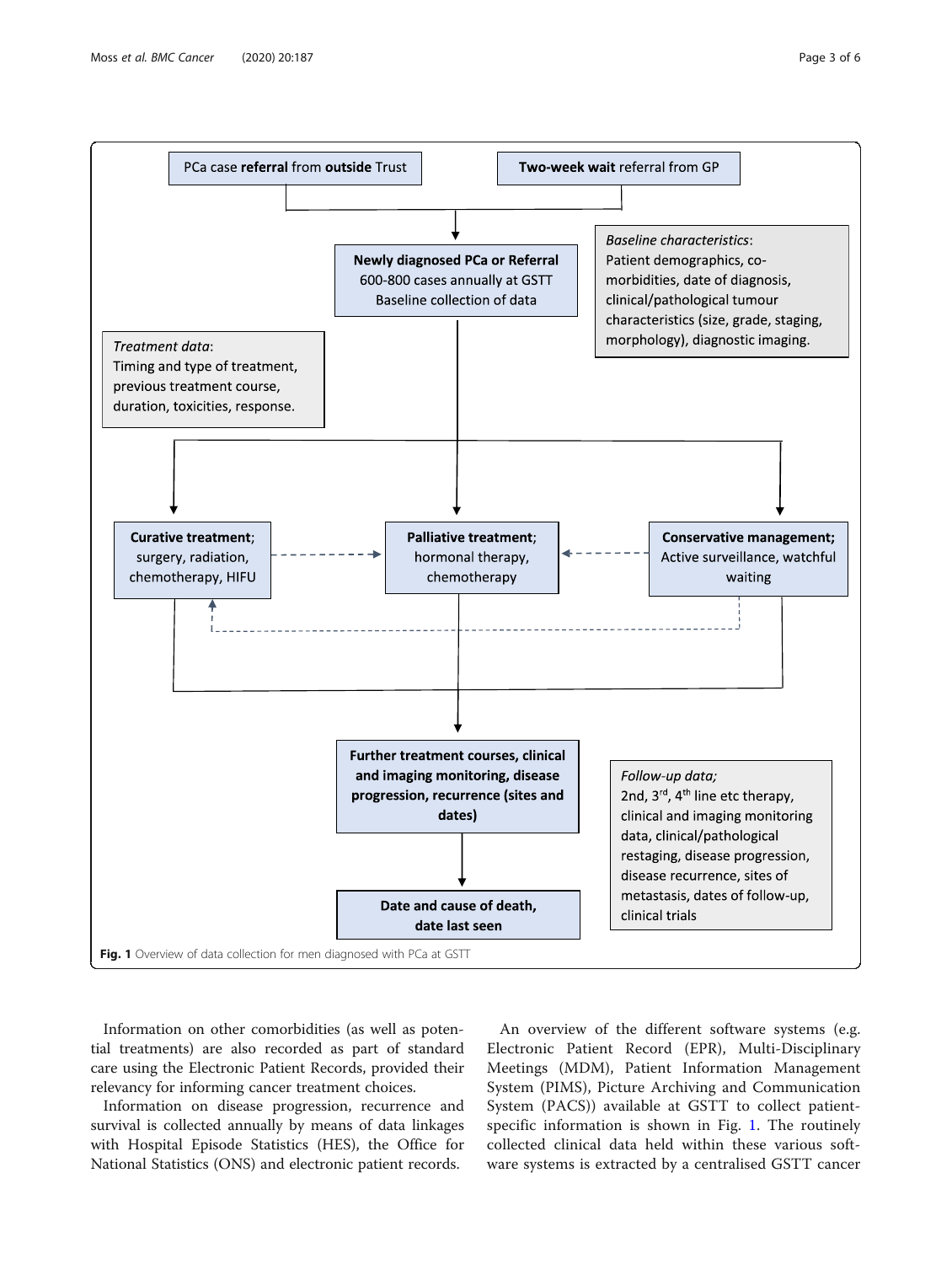PCa case **referral** from **outside** Trust

**Two-week wait** referral from GP

**Newly diagnosed PCa or Referral**
600-800 cases annually at GSTT
Baseline collection of data

*Baseline characteristics*:
Patient demographics, co-morbidities, date of diagnosis, clinical/pathological tumour characteristics (size, grade, staging, morphology), diagnostic imaging.

*Treatment data*:
Timing and type of treatment, previous treatment course, duration, toxicities, response.

**Curative treatment**; surgery, radiation, chemotherapy, HIFU

**Palliative treatment**; hormonal therapy, chemotherapy

**Conservative management;** Active surveillance, watchful waiting

**Further treatment courses, clinical and imaging monitoring, disease progression, recurrence (sites and dates)**

*Follow-up data;*
2nd, 3rd, 4th line etc therapy, clinical and imaging monitoring data, clinical/pathological restaging, disease progression, disease recurrence, sites of metastasis, dates of follow-up, clinical trials

**Date and cause of death, date last seen**

**Fig. 1** Overview of data collection for men diagnosed with PCa at GSTT

Information on other comorbidities (as well as potential treatments) are also recorded as part of standard care using the Electronic Patient Records, provided their relevancy for informing cancer treatment choices.

Information on disease progression, recurrence and survival is collected annually by means of data linkages with Hospital Episode Statistics (HES), the Office for National Statistics (ONS) and electronic patient records.

An overview of the different software systems (e.g. Electronic Patient Record (EPR), Multi-Disciplinary Meetings (MDM), Patient Information Management System (PIMS), Picture Archiving and Communication System (PACS)) available at GSTT to collect patient-specific information is shown in Fig. 1. The routinely collected clinical data held within these various software systems is extracted by a centralised GSTT cancer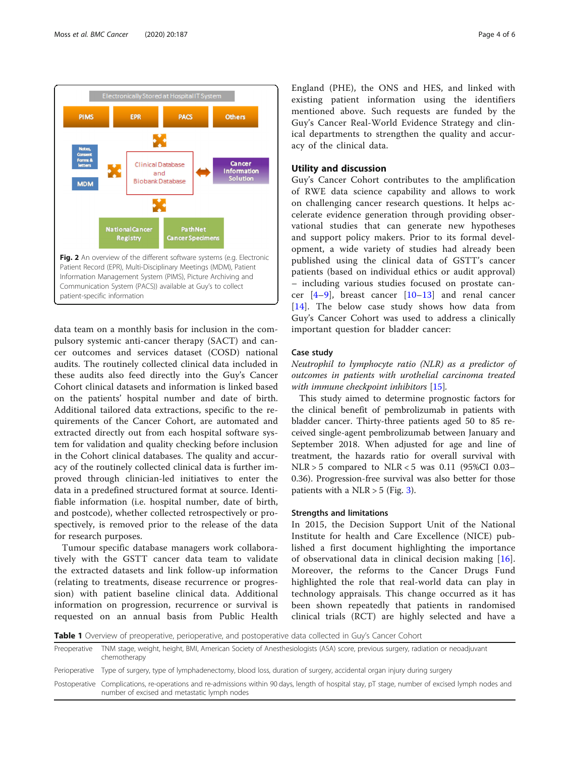Electronically Stored at Hospital IT System

PIMS

EPR

PACS

Others

Notes, Consent Forms & letters

MDM

Clinical Database and Biobank Database

Cancer Information Solution

National Cancer Registry

PathNet Cancer Specimens

**Fig. 2** An overview of the different software systems (e.g. Electronic Patient Record (EPR), Multi-Disciplinary Meetings (MDM), Patient Information Management System (PIMS), Picture Archiving and Communication System (PACS)) available at Guy's to collect patient-specific information

data team on a monthly basis for inclusion in the compulsory systemic anti-cancer therapy (SACT) and cancer outcomes and services dataset (COSD) national audits. The routinely collected clinical data included in these audits also feed directly into the Guy's Cancer Cohort clinical datasets and information is linked based on the patients' hospital number and date of birth. Additional tailored data extractions, specific to the requirements of the Cancer Cohort, are automated and extracted directly out from each hospital software system for validation and quality checking before inclusion in the Cohort clinical databases. The quality and accuracy of the routinely collected clinical data is further improved through clinician-led initiatives to enter the data in a predefined structured format at source. Identifiable information (i.e. hospital number, date of birth, and postcode), whether collected retrospectively or prospectively, is removed prior to the release of the data for research purposes.

Tumour specific database managers work collaboratively with the GSTT cancer data team to validate the extracted datasets and link follow-up information (relating to treatments, disease recurrence or progression) with patient baseline clinical data. Additional information on progression, recurrence or survival is requested on an annual basis from Public Health England (PHE), the ONS and HES, and linked with existing patient information using the identifiers mentioned above. Such requests are funded by the Guy's Cancer Real-World Evidence Strategy and clinical departments to strengthen the quality and accuracy of the clinical data.

## Utility and discussion

Guy's Cancer Cohort contributes to the amplification of RWE data science capability and allows to work on challenging cancer research questions. It helps accelerate evidence generation through providing observational studies that can generate new hypotheses and support policy makers. Prior to its formal development, a wide variety of studies had already been published using the clinical data of GSTT's cancer patients (based on individual ethics or audit approval) – including various studies focused on prostate cancer [4–9], breast cancer [10–13] and renal cancer [14]. The below case study shows how data from Guy's Cancer Cohort was used to address a clinically important question for bladder cancer:

### Case study

*Neutrophil to lymphocyte ratio (NLR) as a predictor of outcomes in patients with urothelial carcinoma treated with immune checkpoint inhibitors* [15].

This study aimed to determine prognostic factors for the clinical benefit of pembrolizumab in patients with bladder cancer. Thirty-three patients aged 50 to 85 received single-agent pembrolizumab between January and September 2018. When adjusted for age and line of treatment, the hazards ratio for overall survival with NLR > 5 compared to NLR < 5 was 0.11 (95%CI 0.03–0.36). Progression-free survival was also better for those patients with a NLR > 5 (Fig. 3).

### Strengths and limitations

In 2015, the Decision Support Unit of the National Institute for health and Care Excellence (NICE) published a first document highlighting the importance of observational data in clinical decision making [16]. Moreover, the reforms to the Cancer Drugs Fund highlighted the role that real-world data can play in technology appraisals. This change occurred as it has been shown repeatedly that patients in randomised clinical trials (RCT) are highly selected and have a

**Table 1** Overview of preoperative, perioperative, and postoperative data collected in Guy's Cancer Cohort

| | |
|---|---|
| Preoperative | TNM stage, weight, height, BMI, American Society of Anesthesiologists (ASA) score, previous surgery, radiation or neoadjuvant chemotherapy |
| Perioperative | Type of surgery, type of lymphadenectomy, blood loss, duration of surgery, accidental organ injury during surgery |
| Postoperative | Complications, re-operations and re-admissions within 90 days, length of hospital stay, pT stage, number of excised lymph nodes and number of excised and metastatic lymph nodes |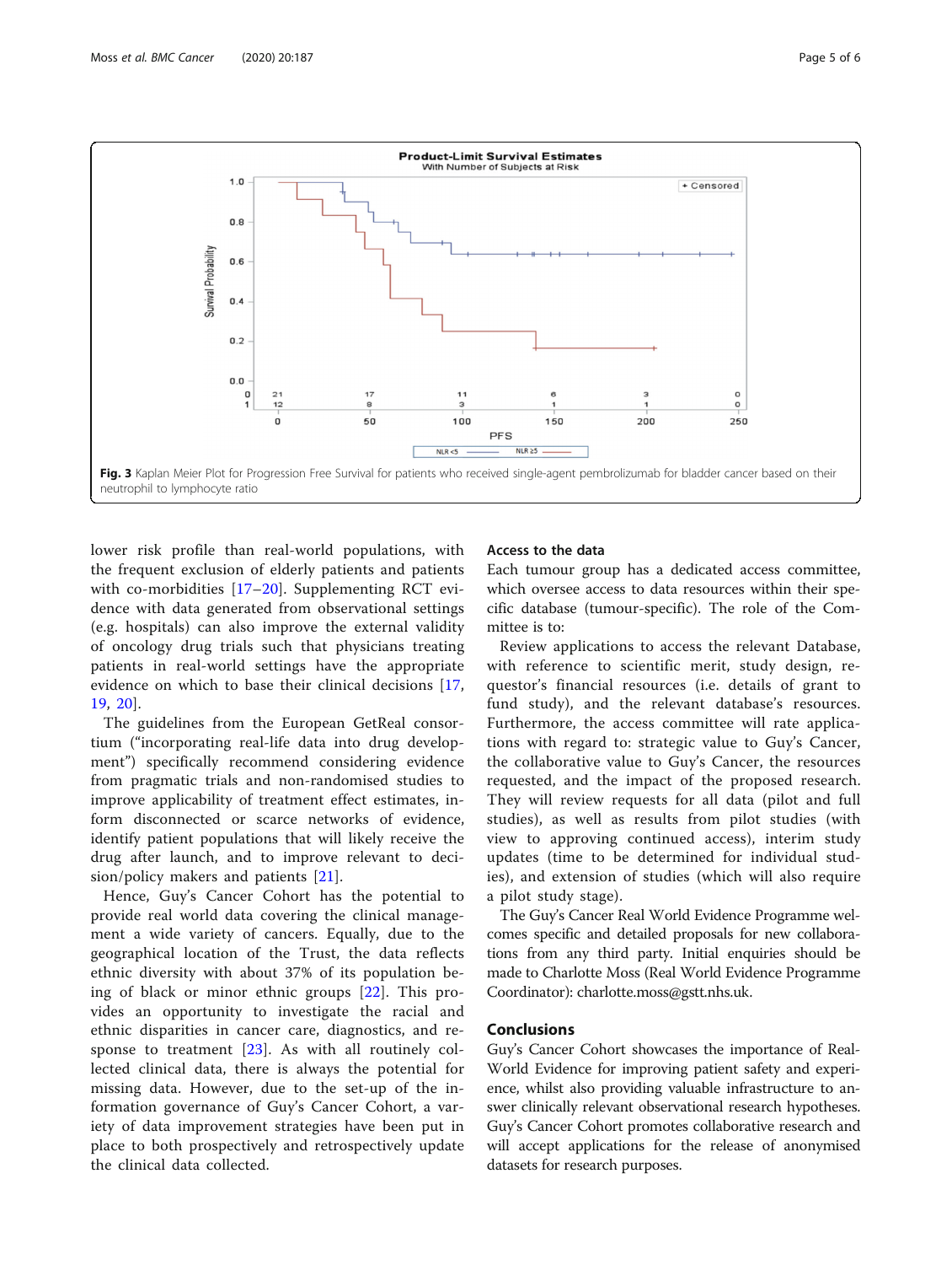Fig. 3 Kaplan Meier Plot for Progression Free Survival for patients who received single-agent pembrolizumab for bladder cancer based on their neutrophil to lymphocyte ratio

lower risk profile than real-world populations, with the frequent exclusion of elderly patients and patients with co-morbidities [17–20]. Supplementing RCT evidence with data generated from observational settings (e.g. hospitals) can also improve the external validity of oncology drug trials such that physicians treating patients in real-world settings have the appropriate evidence on which to base their clinical decisions [17, 19, 20].

The guidelines from the European GetReal consortium ("incorporating real-life data into drug development") specifically recommend considering evidence from pragmatic trials and non-randomised studies to improve applicability of treatment effect estimates, inform disconnected or scarce networks of evidence, identify patient populations that will likely receive the drug after launch, and to improve relevant to decision/policy makers and patients [21].

Hence, Guy's Cancer Cohort has the potential to provide real world data covering the clinical management a wide variety of cancers. Equally, due to the geographical location of the Trust, the data reflects ethnic diversity with about 37% of its population being of black or minor ethnic groups [22]. This provides an opportunity to investigate the racial and ethnic disparities in cancer care, diagnostics, and response to treatment [23]. As with all routinely collected clinical data, there is always the potential for missing data. However, due to the set-up of the information governance of Guy's Cancer Cohort, a variety of data improvement strategies have been put in place to both prospectively and retrospectively update the clinical data collected.

### Access to the data

Each tumour group has a dedicated access committee, which oversee access to data resources within their specific database (tumour-specific). The role of the Committee is to:

Review applications to access the relevant Database, with reference to scientific merit, study design, requestor's financial resources (i.e. details of grant to fund study), and the relevant database's resources. Furthermore, the access committee will rate applications with regard to: strategic value to Guy's Cancer, the collaborative value to Guy's Cancer, the resources requested, and the impact of the proposed research. They will review requests for all data (pilot and full studies), as well as results from pilot studies (with view to approving continued access), interim study updates (time to be determined for individual studies), and extension of studies (which will also require a pilot study stage).

The Guy's Cancer Real World Evidence Programme welcomes specific and detailed proposals for new collaborations from any third party. Initial enquiries should be made to Charlotte Moss (Real World Evidence Programme Coordinator): charlotte.moss@gstt.nhs.uk.

## Conclusions

Guy's Cancer Cohort showcases the importance of Real-World Evidence for improving patient safety and experience, whilst also providing valuable infrastructure to answer clinically relevant observational research hypotheses. Guy's Cancer Cohort promotes collaborative research and will accept applications for the release of anonymised datasets for research purposes.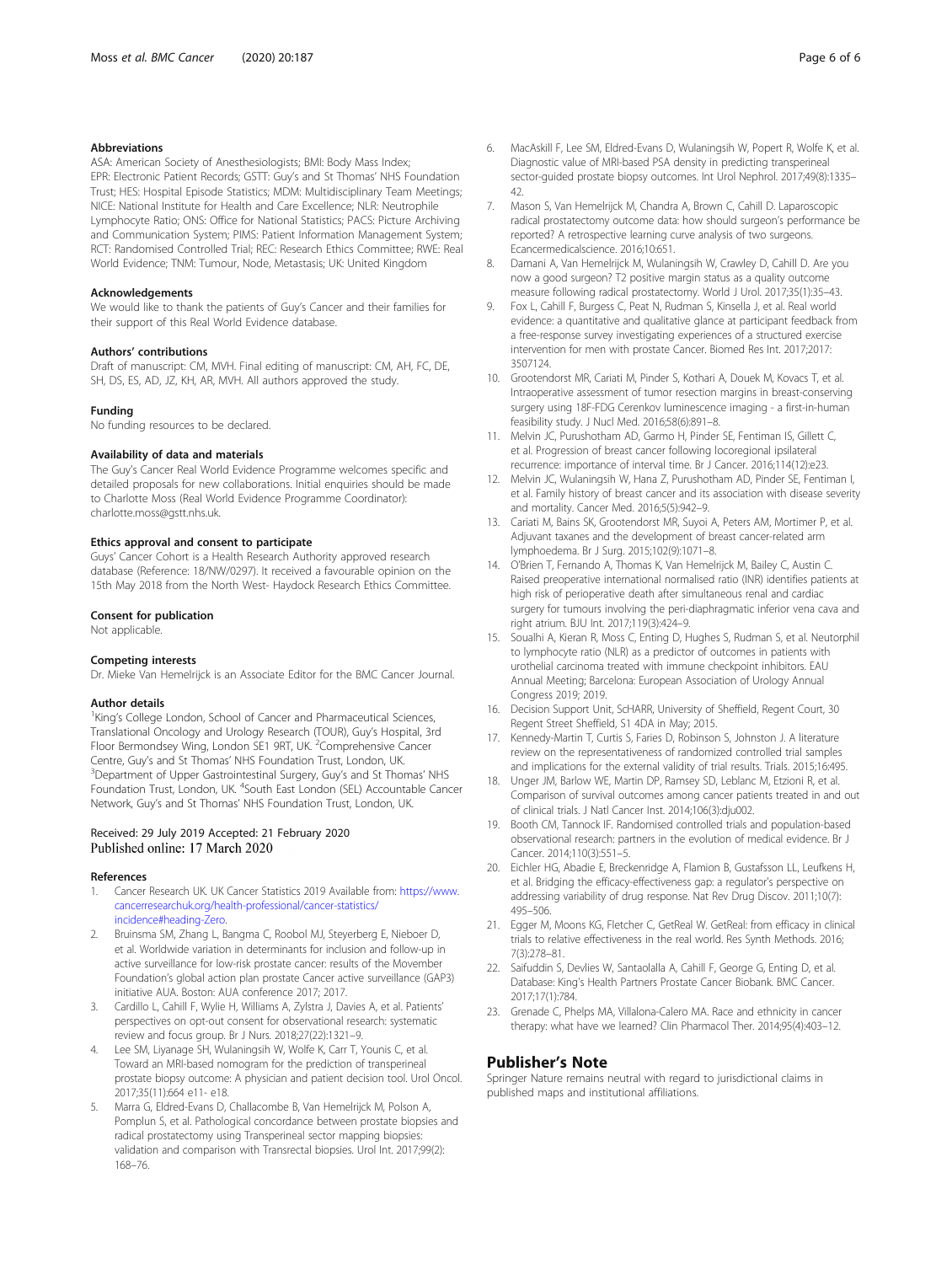### Abbreviations

ASA: American Society of Anesthesiologists; BMI: Body Mass Index; EPR: Electronic Patient Records; GSTT: Guy's and St Thomas' NHS Foundation Trust; HES: Hospital Episode Statistics; MDM: Multidisciplinary Team Meetings; NICE: National Institute for Health and Care Excellence; NLR: Neutrophile Lymphocyte Ratio; ONS: Office for National Statistics; PACS: Picture Archiving and Communication System; PIMS: Patient Information Management System; RCT: Randomised Controlled Trial; REC: Research Ethics Committee; RWE: Real World Evidence; TNM: Tumour, Node, Metastasis; UK: United Kingdom

### Acknowledgements

We would like to thank the patients of Guy's Cancer and their families for their support of this Real World Evidence database.

### Authors' contributions

Draft of manuscript: CM, MVH. Final editing of manuscript: CM, AH, FC, DE, SH, DS, ES, AD, JZ, KH, AR, MVH. All authors approved the study.

### Funding

No funding resources to be declared.

### Availability of data and materials

The Guy's Cancer Real World Evidence Programme welcomes specific and detailed proposals for new collaborations. Initial enquiries should be made to Charlotte Moss (Real World Evidence Programme Coordinator): charlotte.moss@gstt.nhs.uk.

### Ethics approval and consent to participate

Guys' Cancer Cohort is a Health Research Authority approved research database (Reference: 18/NW/0297). It received a favourable opinion on the 15th May 2018 from the North West- Haydock Research Ethics Committee.

### Consent for publication

Not applicable.

### Competing interests

Dr. Mieke Van Hemelrijck is an Associate Editor for the BMC Cancer Journal.

### Author details

[1]King's College London, School of Cancer and Pharmaceutical Sciences, Translational Oncology and Urology Research (TOUR), Guy's Hospital, 3rd Floor Bermondsey Wing, London SE1 9RT, UK. [2]Comprehensive Cancer Centre, Guy's and St Thomas' NHS Foundation Trust, London, UK. [3]Department of Upper Gastrointestinal Surgery, Guy's and St Thomas' NHS Foundation Trust, London, UK. [4]South East London (SEL) Accountable Cancer Network, Guy's and St Thomas' NHS Foundation Trust, London, UK.

Received: 29 July 2019 Accepted: 21 February 2020
Published online: 17 March 2020

### References

1. Cancer Research UK. UK Cancer Statistics 2019 Available from: https://www.cancerresearchuk.org/health-professional/cancer-statistics/incidence#heading-Zero.
2. Bruinsma SM, Zhang L, Bangma C, Roobol MJ, Steyerberg E, Nieboer D, et al. Worldwide variation in determinants for inclusion and follow-up in active surveillance for low-risk prostate cancer: results of the Movember Foundation's global action plan prostate Cancer active surveillance (GAP3) initiative AUA. Boston: AUA conference 2017; 2017.
3. Cardillo L, Cahill F, Wylie H, Williams A, Zylstra J, Davies A, et al. Patients' perspectives on opt-out consent for observational research: systematic review and focus group. Br J Nurs. 2018;27(22):1321–9.
4. Lee SM, Liyanage SH, Wulaningsih W, Wolfe K, Carr T, Younis C, et al. Toward an MRI-based nomogram for the prediction of transperineal prostate biopsy outcome: A physician and patient decision tool. Urol Oncol. 2017;35(11):664 e11- e18.
5. Marra G, Eldred-Evans D, Challacombe B, Van Hemelrijck M, Polson A, Pomplun S, et al. Pathological concordance between prostate biopsies and radical prostatectomy using Transperineal sector mapping biopsies: validation and comparison with Transrectal biopsies. Urol Int. 2017;99(2):168–76.
6. MacAskill F, Lee SM, Eldred-Evans D, Wulaningsih W, Popert R, Wolfe K, et al. Diagnostic value of MRI-based PSA density in predicting transperineal sector-guided prostate biopsy outcomes. Int Urol Nephrol. 2017;49(8):1335–42.
7. Mason S, Van Hemelrijck M, Chandra A, Brown C, Cahill D. Laparoscopic radical prostatectomy outcome data: how should surgeon's performance be reported? A retrospective learning curve analysis of two surgeons. Ecancermedicalscience. 2016;10:651.
8. Damani A, Van Hemelrijck M, Wulaningsih W, Crawley D, Cahill D. Are you now a good surgeon? T2 positive margin status as a quality outcome measure following radical prostatectomy. World J Urol. 2017;35(1):35–43.
9. Fox L, Cahill F, Burgess C, Peat N, Rudman S, Kinsella J, et al. Real world evidence: a quantitative and qualitative glance at participant feedback from a free-response survey investigating experiences of a structured exercise intervention for men with prostate Cancer. Biomed Res Int. 2017;2017:3507124.
10. Grootendorst MR, Cariati M, Pinder S, Kothari A, Douek M, Kovacs T, et al. Intraoperative assessment of tumor resection margins in breast-conserving surgery using 18F-FDG Cerenkov luminescence imaging - a first-in-human feasibility study. J Nucl Med. 2016;58(6):891–8.
11. Melvin JC, Purushotham AD, Garmo H, Pinder SE, Fentiman IS, Gillett C, et al. Progression of breast cancer following locoregional ipsilateral recurrence: importance of interval time. Br J Cancer. 2016;114(12):e23.
12. Melvin JC, Wulaningsih W, Hana Z, Purushotham AD, Pinder SE, Fentiman I, et al. Family history of breast cancer and its association with disease severity and mortality. Cancer Med. 2016;5(5):942–9.
13. Cariati M, Bains SK, Grootendorst MR, Suyoi A, Peters AM, Mortimer P, et al. Adjuvant taxanes and the development of breast cancer-related arm lymphoedema. Br J Surg. 2015;102(9):1071–8.
14. O'Brien T, Fernando A, Thomas K, Van Hemelrijck M, Bailey C, Austin C. Raised preoperative international normalised ratio (INR) identifies patients at high risk of perioperative death after simultaneous renal and cardiac surgery for tumours involving the peri-diaphragmatic inferior vena cava and right atrium. BJU Int. 2017;119(3):424–9.
15. Soualhi A, Kieran R, Moss C, Enting D, Hughes S, Rudman S, et al. Neutorphil to lymphocyte ratio (NLR) as a predictor of outcomes in patients with urothelial carcinoma treated with immune checkpoint inhibitors. EAU Annual Meeting; Barcelona: European Association of Urology Annual Congress 2019; 2019.
16. Decision Support Unit, ScHARR, University of Sheffield, Regent Court, 30 Regent Street Sheffield, S1 4DA in May; 2015.
17. Kennedy-Martin T, Curtis S, Faries D, Robinson S, Johnston J. A literature review on the representativeness of randomized controlled trial samples and implications for the external validity of trial results. Trials. 2015;16:495.
18. Unger JM, Barlow WE, Martin DP, Ramsey SD, Leblanc M, Etzioni R, et al. Comparison of survival outcomes among cancer patients treated in and out of clinical trials. J Natl Cancer Inst. 2014;106(3):dju002.
19. Booth CM, Tannock IF. Randomised controlled trials and population-based observational research: partners in the evolution of medical evidence. Br J Cancer. 2014;110(3):551–5.
20. Eichler HG, Abadie E, Breckenridge A, Flamion B, Gustafsson LL, Leufkens H, et al. Bridging the efficacy-effectiveness gap: a regulator's perspective on addressing variability of drug response. Nat Rev Drug Discov. 2011;10(7):495–506.
21. Egger M, Moons KG, Fletcher C, GetReal W. GetReal: from efficacy in clinical trials to relative effectiveness in the real world. Res Synth Methods. 2016;7(3):278–81.
22. Saifuddin S, Devlies W, Santaolalla A, Cahill F, George G, Enting D, et al. Database: King's Health Partners Prostate Cancer Biobank. BMC Cancer. 2017;17(1):784.
23. Grenade C, Phelps MA, Villalona-Calero MA. Race and ethnicity in cancer therapy: what have we learned? Clin Pharmacol Ther. 2014;95(4):403–12.

## Publisher's Note

Springer Nature remains neutral with regard to jurisdictional claims in published maps and institutional affiliations.